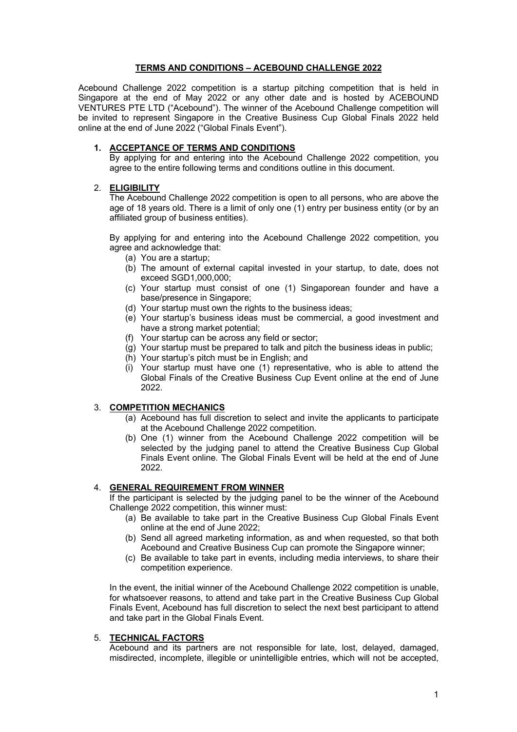# TERMS AND CONDITIONS – ACEBOUND CHALLENGE 2022

Acebound Challenge 2022 competition is a startup pitching competition that is held in Singapore at the end of May 2022 or any other date and is hosted by ACEBOUND VENTURES PTE LTD ("Acebound"). The winner of the Acebound Challenge competition will be invited to represent Singapore in the Creative Business Cup Global Finals 2022 held online at the end of June 2022 ("Global Finals Event").

## 1. ACCEPTANCE OF TERMS AND CONDITIONS

By applying for and entering into the Acebound Challenge 2022 competition, you agree to the entire following terms and conditions outline in this document.

## 2. ELIGIBILITY

The Acebound Challenge 2022 competition is open to all persons, who are above the age of 18 years old. There is a limit of only one (1) entry per business entity (or by an affiliated group of business entities).

By applying for and entering into the Acebound Challenge 2022 competition, you agree and acknowledge that:

(a) You are a startup;
(b) The amount of external capital invested in your startup, to date, does not exceed SGD1,000,000;
(c) Your startup must consist of one (1) Singaporean founder and have a base/presence in Singapore;
(d) Your startup must own the rights to the business ideas;
(e) Your startup's business ideas must be commercial, a good investment and have a strong market potential;
(f) Your startup can be across any field or sector;
(g) Your startup must be prepared to talk and pitch the business ideas in public;
(h) Your startup's pitch must be in English; and
(i) Your startup must have one (1) representative, who is able to attend the Global Finals of the Creative Business Cup Event online at the end of June 2022.

## 3. COMPETITION MECHANICS

(a) Acebound has full discretion to select and invite the applicants to participate at the Acebound Challenge 2022 competition.
(b) One (1) winner from the Acebound Challenge 2022 competition will be selected by the judging panel to attend the Creative Business Cup Global Finals Event online. The Global Finals Event will be held at the end of June 2022.

## 4. GENERAL REQUIREMENT FROM WINNER

If the participant is selected by the judging panel to be the winner of the Acebound Challenge 2022 competition, this winner must:

(a) Be available to take part in the Creative Business Cup Global Finals Event online at the end of June 2022;
(b) Send all agreed marketing information, as and when requested, so that both Acebound and Creative Business Cup can promote the Singapore winner;
(c) Be available to take part in events, including media interviews, to share their competition experience.

In the event, the initial winner of the Acebound Challenge 2022 competition is unable, for whatsoever reasons, to attend and take part in the Creative Business Cup Global Finals Event, Acebound has full discretion to select the next best participant to attend and take part in the Global Finals Event.

## 5. TECHNICAL FACTORS

Acebound and its partners are not responsible for late, lost, delayed, damaged, misdirected, incomplete, illegible or unintelligible entries, which will not be accepted,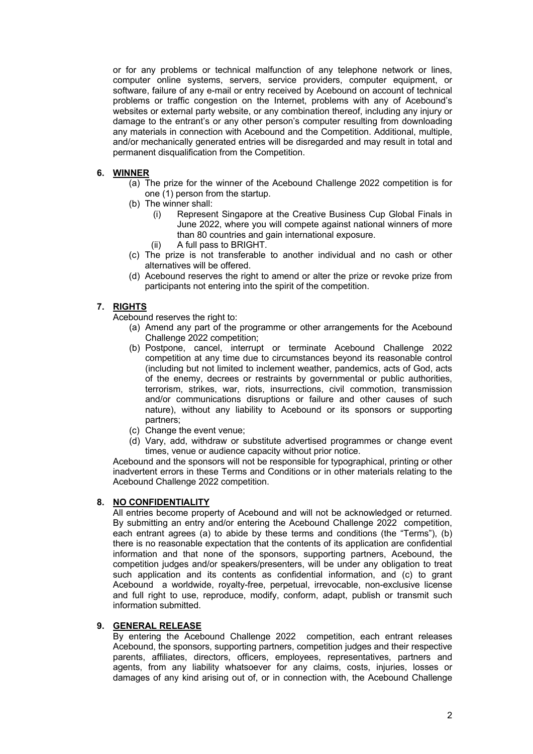or for any problems or technical malfunction of any telephone network or lines, computer online systems, servers, service providers, computer equipment, or software, failure of any e-mail or entry received by Acebound on account of technical problems or traffic congestion on the Internet, problems with any of Acebound's websites or external party website, or any combination thereof, including any injury or damage to the entrant's or any other person's computer resulting from downloading any materials in connection with Acebound and the Competition. Additional, multiple, and/or mechanically generated entries will be disregarded and may result in total and permanent disqualification from the Competition.

## 6. WINNER

(a) The prize for the winner of the Acebound Challenge 2022 competition is for one (1) person from the startup.

(b) The winner shall:

   (i) Represent Singapore at the Creative Business Cup Global Finals in June 2022, where you will compete against national winners of more than 80 countries and gain international exposure.

   (ii) A full pass to BRIGHT.

(c) The prize is not transferable to another individual and no cash or other alternatives will be offered.

(d) Acebound reserves the right to amend or alter the prize or revoke prize from participants not entering into the spirit of the competition.

## 7. RIGHTS

Acebound reserves the right to:

(a) Amend any part of the programme or other arrangements for the Acebound Challenge 2022 competition;

(b) Postpone, cancel, interrupt or terminate Acebound Challenge 2022 competition at any time due to circumstances beyond its reasonable control (including but not limited to inclement weather, pandemics, acts of God, acts of the enemy, decrees or restraints by governmental or public authorities, terrorism, strikes, war, riots, insurrections, civil commotion, transmission and/or communications disruptions or failure and other causes of such nature), without any liability to Acebound or its sponsors or supporting partners;

(c) Change the event venue;

(d) Vary, add, withdraw or substitute advertised programmes or change event times, venue or audience capacity without prior notice.

Acebound and the sponsors will not be responsible for typographical, printing or other inadvertent errors in these Terms and Conditions or in other materials relating to the Acebound Challenge 2022 competition.

## 8. NO CONFIDENTIALITY

All entries become property of Acebound and will not be acknowledged or returned. By submitting an entry and/or entering the Acebound Challenge 2022 competition, each entrant agrees (a) to abide by these terms and conditions (the "Terms"), (b) there is no reasonable expectation that the contents of its application are confidential information and that none of the sponsors, supporting partners, Acebound, the competition judges and/or speakers/presenters, will be under any obligation to treat such application and its contents as confidential information, and (c) to grant Acebound a worldwide, royalty-free, perpetual, irrevocable, non-exclusive license and full right to use, reproduce, modify, conform, adapt, publish or transmit such information submitted.

## 9. GENERAL RELEASE

By entering the Acebound Challenge 2022 competition, each entrant releases Acebound, the sponsors, supporting partners, competition judges and their respective parents, affiliates, directors, officers, employees, representatives, partners and agents, from any liability whatsoever for any claims, costs, injuries, losses or damages of any kind arising out of, or in connection with, the Acebound Challenge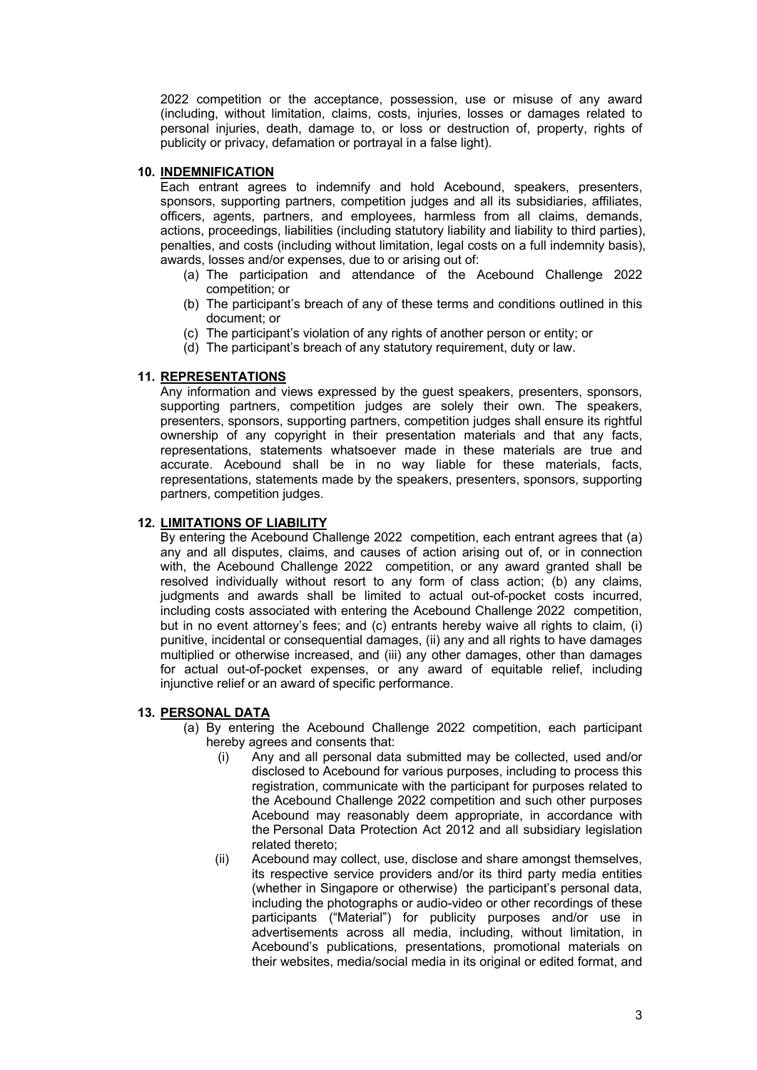2022 competition or the acceptance, possession, use or misuse of any award (including, without limitation, claims, costs, injuries, losses or damages related to personal injuries, death, damage to, or loss or destruction of, property, rights of publicity or privacy, defamation or portrayal in a false light).

**10. INDEMNIFICATION**

Each entrant agrees to indemnify and hold Acebound, speakers, presenters, sponsors, supporting partners, competition judges and all its subsidiaries, affiliates, officers, agents, partners, and employees, harmless from all claims, demands, actions, proceedings, liabilities (including statutory liability and liability to third parties), penalties, and costs (including without limitation, legal costs on a full indemnity basis), awards, losses and/or expenses, due to or arising out of:

(a) The participation and attendance of the Acebound Challenge 2022 competition; or
(b) The participant's breach of any of these terms and conditions outlined in this document; or
(c) The participant's violation of any rights of another person or entity; or
(d) The participant's breach of any statutory requirement, duty or law.

**11. REPRESENTATIONS**

Any information and views expressed by the guest speakers, presenters, sponsors, supporting partners, competition judges are solely their own. The speakers, presenters, sponsors, supporting partners, competition judges shall ensure its rightful ownership of any copyright in their presentation materials and that any facts, representations, statements whatsoever made in these materials are true and accurate. Acebound shall be in no way liable for these materials, facts, representations, statements made by the speakers, presenters, sponsors, supporting partners, competition judges.

**12. LIMITATIONS OF LIABILITY**

By entering the Acebound Challenge 2022 competition, each entrant agrees that (a) any and all disputes, claims, and causes of action arising out of, or in connection with, the Acebound Challenge 2022 competition, or any award granted shall be resolved individually without resort to any form of class action; (b) any claims, judgments and awards shall be limited to actual out-of-pocket costs incurred, including costs associated with entering the Acebound Challenge 2022 competition, but in no event attorney's fees; and (c) entrants hereby waive all rights to claim, (i) punitive, incidental or consequential damages, (ii) any and all rights to have damages multiplied or otherwise increased, and (iii) any other damages, other than damages for actual out-of-pocket expenses, or any award of equitable relief, including injunctive relief or an award of specific performance.

**13. PERSONAL DATA**

(a) By entering the Acebound Challenge 2022 competition, each participant hereby agrees and consents that:

   (i) Any and all personal data submitted may be collected, used and/or disclosed to Acebound for various purposes, including to process this registration, communicate with the participant for purposes related to the Acebound Challenge 2022 competition and such other purposes Acebound may reasonably deem appropriate, in accordance with the Personal Data Protection Act 2012 and all subsidiary legislation related thereto;

   (ii) Acebound may collect, use, disclose and share amongst themselves, its respective service providers and/or its third party media entities (whether in Singapore or otherwise) the participant's personal data, including the photographs or audio-video or other recordings of these participants ("Material") for publicity purposes and/or use in advertisements across all media, including, without limitation, in Acebound's publications, presentations, promotional materials on their websites, media/social media in its original or edited format, and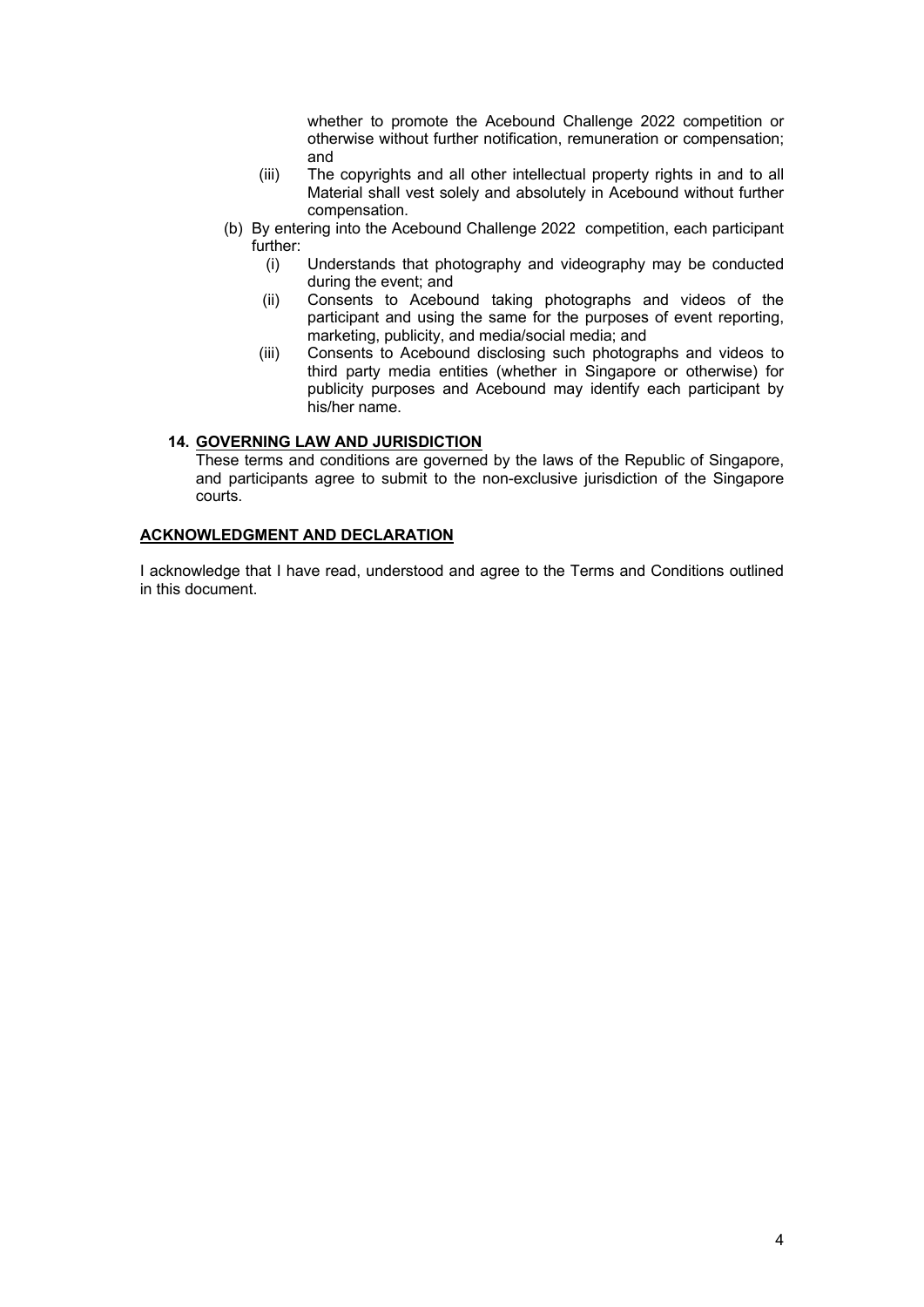whether to promote the Acebound Challenge 2022 competition or otherwise without further notification, remuneration or compensation; and

   (iii) The copyrights and all other intellectual property rights in and to all Material shall vest solely and absolutely in Acebound without further compensation.

(b) By entering into the Acebound Challenge 2022 competition, each participant further:

   (i) Understands that photography and videography may be conducted during the event; and

   (ii) Consents to Acebound taking photographs and videos of the participant and using the same for the purposes of event reporting, marketing, publicity, and media/social media; and

   (iii) Consents to Acebound disclosing such photographs and videos to third party media entities (whether in Singapore or otherwise) for publicity purposes and Acebound may identify each participant by his/her name.

**14. <u>GOVERNING LAW AND JURISDICTION</u>**

These terms and conditions are governed by the laws of the Republic of Singapore, and participants agree to submit to the non-exclusive jurisdiction of the Singapore courts.

**<u>ACKNOWLEDGMENT AND DECLARATION</u>**

I acknowledge that I have read, understood and agree to the Terms and Conditions outlined in this document.